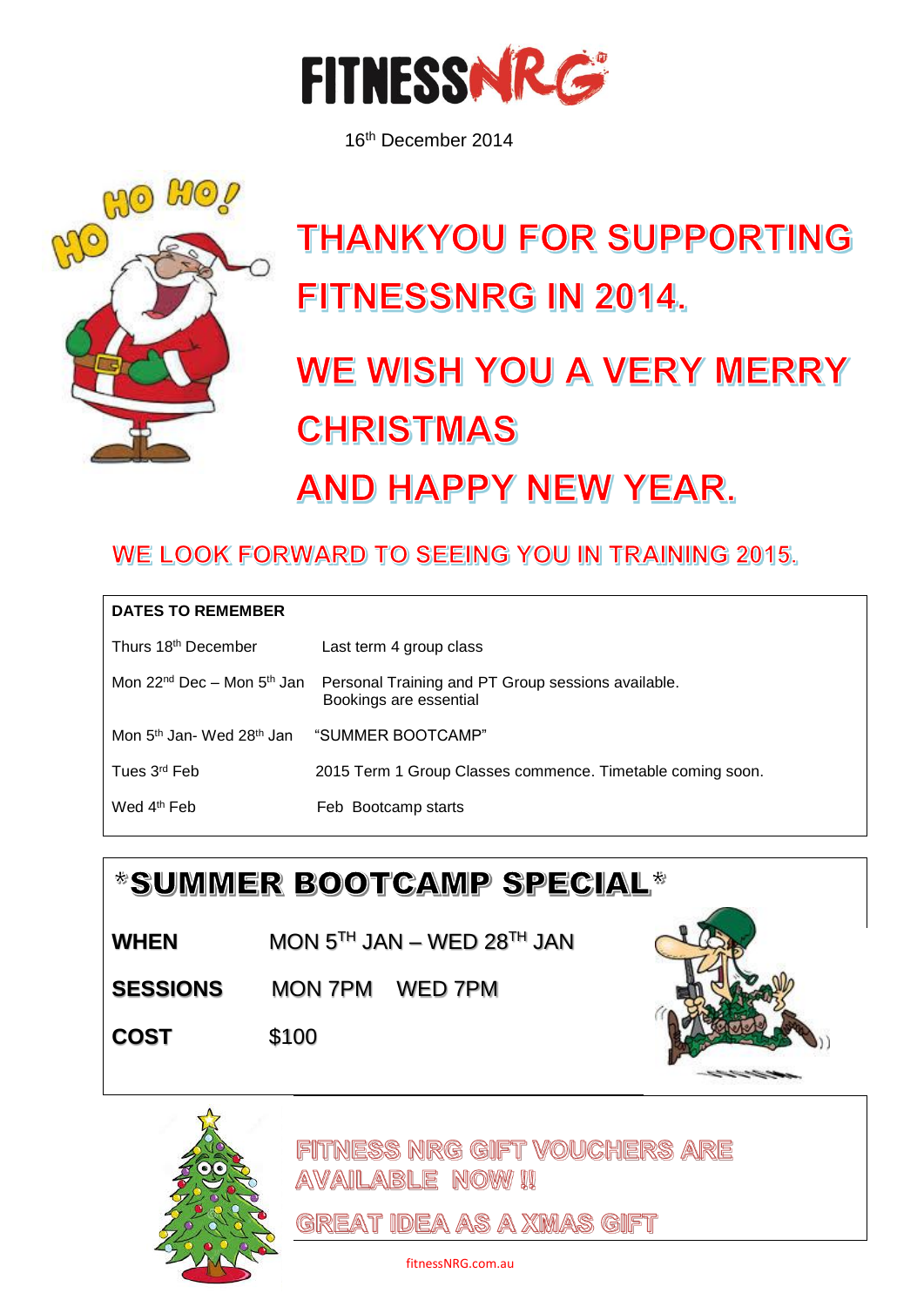**FITNESSNRG**

16th December 2014

HO HO HO!

# THANKYOU FOR SUPPORTING FITNESSNRG IN 2014.

# WE WISH YOU A VERY MERRY CHRISTMAS AND HAPPY NEW YEAR.

## WE LOOK FORWARD TO SEEING YOU IN TRAINING 2015.

**DATES TO REMEMBER**

| | |
|---|---|
| Thurs 18th December | Last term 4 group class |
| Mon 22nd Dec – Mon 5th Jan | Personal Training and PT Group sessions available. Bookings are essential |
| Mon 5th Jan- Wed 28th Jan | "SUMMER BOOTCAMP" |
| Tues 3rd Feb | 2015 Term 1 Group Classes commence. Timetable coming soon. |
| Wed 4th Feb | Feb Bootcamp starts |

## *SUMMER BOOTCAMP SPECIAL*

| | |
|---|---|
| **WHEN** | MON 5TH JAN – WED 28TH JAN |
| **SESSIONS** | MON 7PM WED 7PM |
| **COST** | $100 |

FITNESS NRG GIFT VOUCHERS ARE AVAILABLE NOW !!

GREAT IDEA AS A XMAS GIFT

fitnessNRG.com.au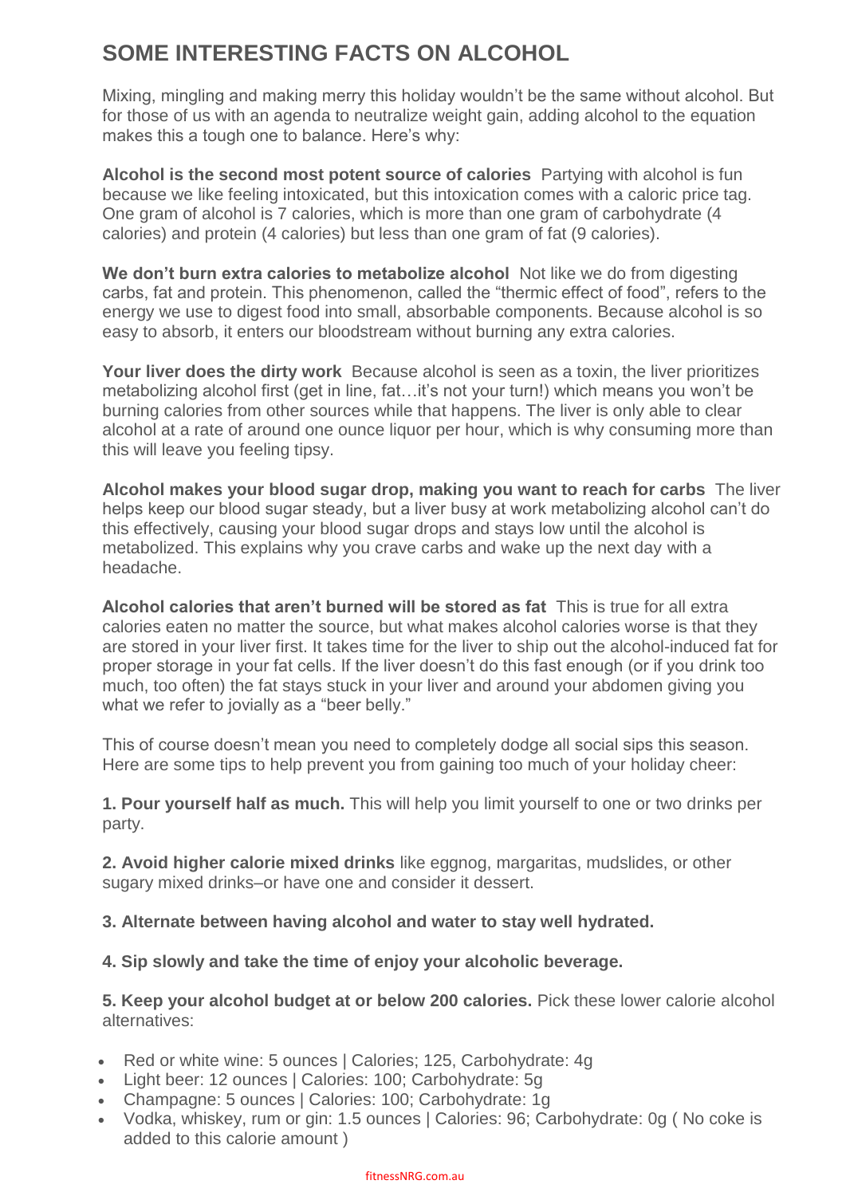# SOME INTERESTING FACTS ON ALCOHOL

Mixing, mingling and making merry this holiday wouldn't be the same without alcohol. But for those of us with an agenda to neutralize weight gain, adding alcohol to the equation makes this a tough one to balance. Here's why:

**Alcohol is the second most potent source of calories** Partying with alcohol is fun because we like feeling intoxicated, but this intoxication comes with a caloric price tag. One gram of alcohol is 7 calories, which is more than one gram of carbohydrate (4 calories) and protein (4 calories) but less than one gram of fat (9 calories).

**We don't burn extra calories to metabolize alcohol** Not like we do from digesting carbs, fat and protein. This phenomenon, called the "thermic effect of food", refers to the energy we use to digest food into small, absorbable components. Because alcohol is so easy to absorb, it enters our bloodstream without burning any extra calories.

**Your liver does the dirty work** Because alcohol is seen as a toxin, the liver prioritizes metabolizing alcohol first (get in line, fat…it's not your turn!) which means you won't be burning calories from other sources while that happens. The liver is only able to clear alcohol at a rate of around one ounce liquor per hour, which is why consuming more than this will leave you feeling tipsy.

**Alcohol makes your blood sugar drop, making you want to reach for carbs** The liver helps keep our blood sugar steady, but a liver busy at work metabolizing alcohol can't do this effectively, causing your blood sugar drops and stays low until the alcohol is metabolized. This explains why you crave carbs and wake up the next day with a headache.

**Alcohol calories that aren't burned will be stored as fat** This is true for all extra calories eaten no matter the source, but what makes alcohol calories worse is that they are stored in your liver first. It takes time for the liver to ship out the alcohol-induced fat for proper storage in your fat cells. If the liver doesn't do this fast enough (or if you drink too much, too often) the fat stays stuck in your liver and around your abdomen giving you what we refer to jovially as a "beer belly."

This of course doesn't mean you need to completely dodge all social sips this season. Here are some tips to help prevent you from gaining too much of your holiday cheer:

**1. Pour yourself half as much.** This will help you limit yourself to one or two drinks per party.

**2. Avoid higher calorie mixed drinks** like eggnog, margaritas, mudslides, or other sugary mixed drinks–or have one and consider it dessert.

**3. Alternate between having alcohol and water to stay well hydrated.**

**4. Sip slowly and take the time of enjoy your alcoholic beverage.**

**5. Keep your alcohol budget at or below 200 calories.** Pick these lower calorie alcohol alternatives:

- Red or white wine: 5 ounces | Calories; 125, Carbohydrate: 4g
- Light beer: 12 ounces | Calories: 100; Carbohydrate: 5g
- Champagne: 5 ounces | Calories: 100; Carbohydrate: 1g
- Vodka, whiskey, rum or gin: 1.5 ounces | Calories: 96; Carbohydrate: 0g ( No coke is added to this calorie amount )

fitnessNRG.com.au